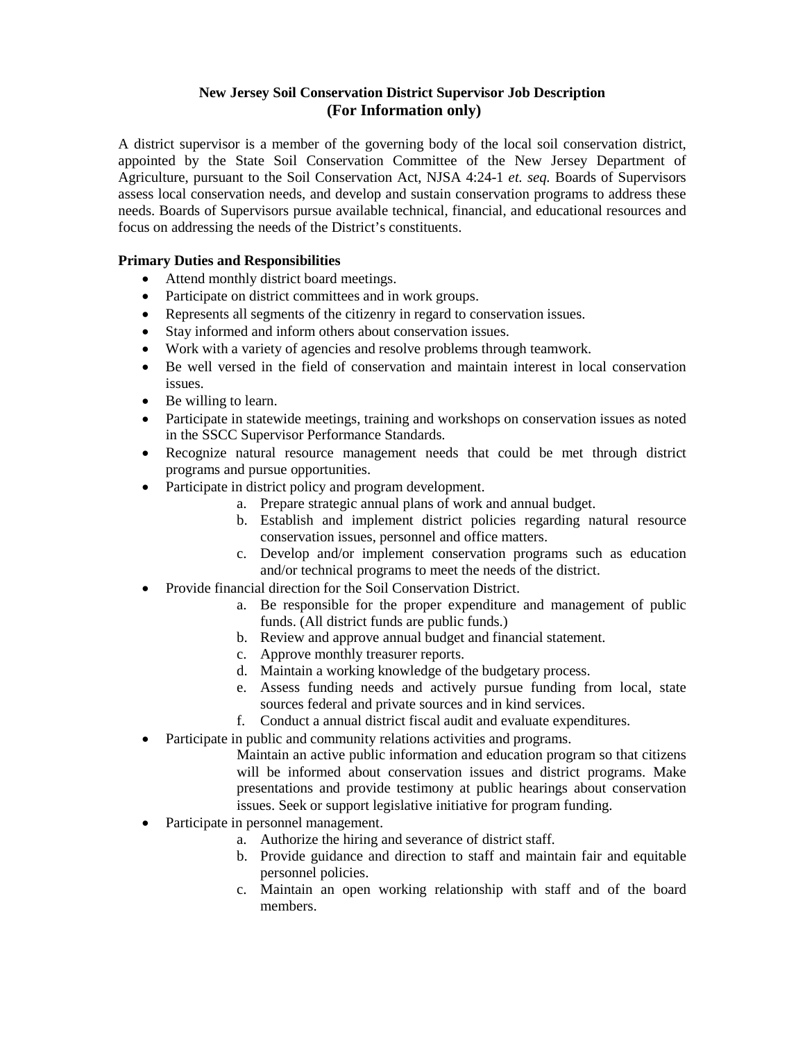# New Jersey Soil Conservation District Supervisor Job Description
## (For Information only)

A district supervisor is a member of the governing body of the local soil conservation district, appointed by the State Soil Conservation Committee of the New Jersey Department of Agriculture, pursuant to the Soil Conservation Act, NJSA 4:24-1 *et. seq.* Boards of Supervisors assess local conservation needs, and develop and sustain conservation programs to address these needs. Boards of Supervisors pursue available technical, financial, and educational resources and focus on addressing the needs of the District's constituents.

**Primary Duties and Responsibilities**

- Attend monthly district board meetings.
- Participate on district committees and in work groups.
- Represents all segments of the citizenry in regard to conservation issues.
- Stay informed and inform others about conservation issues.
- Work with a variety of agencies and resolve problems through teamwork.
- Be well versed in the field of conservation and maintain interest in local conservation issues.
- Be willing to learn.
- Participate in statewide meetings, training and workshops on conservation issues as noted in the SSCC Supervisor Performance Standards.
- Recognize natural resource management needs that could be met through district programs and pursue opportunities.
- Participate in district policy and program development.
    a. Prepare strategic annual plans of work and annual budget.
    b. Establish and implement district policies regarding natural resource conservation issues, personnel and office matters.
    c. Develop and/or implement conservation programs such as education and/or technical programs to meet the needs of the district.
- Provide financial direction for the Soil Conservation District.
    a. Be responsible for the proper expenditure and management of public funds. (All district funds are public funds.)
    b. Review and approve annual budget and financial statement.
    c. Approve monthly treasurer reports.
    d. Maintain a working knowledge of the budgetary process.
    e. Assess funding needs and actively pursue funding from local, state sources federal and private sources and in kind services.
    f. Conduct a annual district fiscal audit and evaluate expenditures.
- Participate in public and community relations activities and programs.

    Maintain an active public information and education program so that citizens will be informed about conservation issues and district programs. Make presentations and provide testimony at public hearings about conservation issues. Seek or support legislative initiative for program funding.
- Participate in personnel management.
    a. Authorize the hiring and severance of district staff.
    b. Provide guidance and direction to staff and maintain fair and equitable personnel policies.
    c. Maintain an open working relationship with staff and of the board members.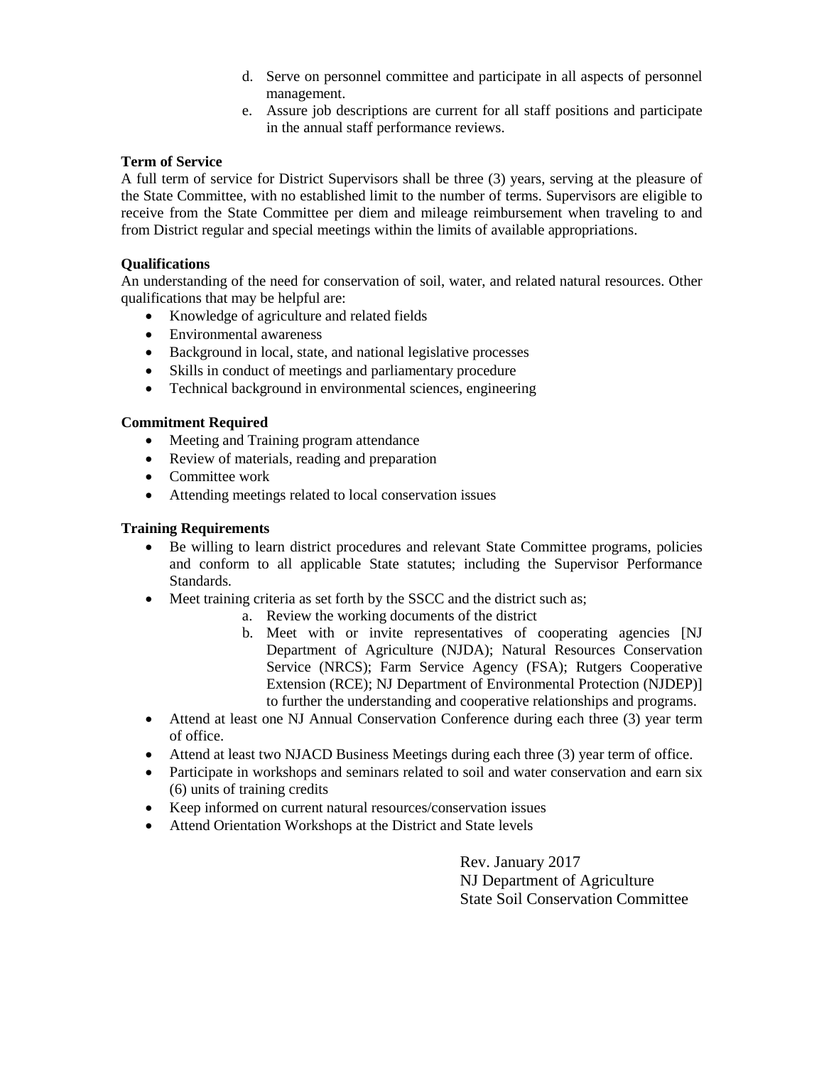d. Serve on personnel committee and participate in all aspects of personnel management.
e. Assure job descriptions are current for all staff positions and participate in the annual staff performance reviews.

**Term of Service**

A full term of service for District Supervisors shall be three (3) years, serving at the pleasure of the State Committee, with no established limit to the number of terms. Supervisors are eligible to receive from the State Committee per diem and mileage reimbursement when traveling to and from District regular and special meetings within the limits of available appropriations.

**Qualifications**

An understanding of the need for conservation of soil, water, and related natural resources. Other qualifications that may be helpful are:

- Knowledge of agriculture and related fields
- Environmental awareness
- Background in local, state, and national legislative processes
- Skills in conduct of meetings and parliamentary procedure
- Technical background in environmental sciences, engineering

**Commitment Required**

- Meeting and Training program attendance
- Review of materials, reading and preparation
- Committee work
- Attending meetings related to local conservation issues

**Training Requirements**

- Be willing to learn district procedures and relevant State Committee programs, policies and conform to all applicable State statutes; including the Supervisor Performance Standards.
- Meet training criteria as set forth by the SSCC and the district such as;
  a. Review the working documents of the district
  b. Meet with or invite representatives of cooperating agencies [NJ Department of Agriculture (NJDA); Natural Resources Conservation Service (NRCS); Farm Service Agency (FSA); Rutgers Cooperative Extension (RCE); NJ Department of Environmental Protection (NJDEP)] to further the understanding and cooperative relationships and programs.
- Attend at least one NJ Annual Conservation Conference during each three (3) year term of office.
- Attend at least two NJACD Business Meetings during each three (3) year term of office.
- Participate in workshops and seminars related to soil and water conservation and earn six (6) units of training credits
- Keep informed on current natural resources/conservation issues
- Attend Orientation Workshops at the District and State levels

Rev. January 2017
NJ Department of Agriculture
State Soil Conservation Committee